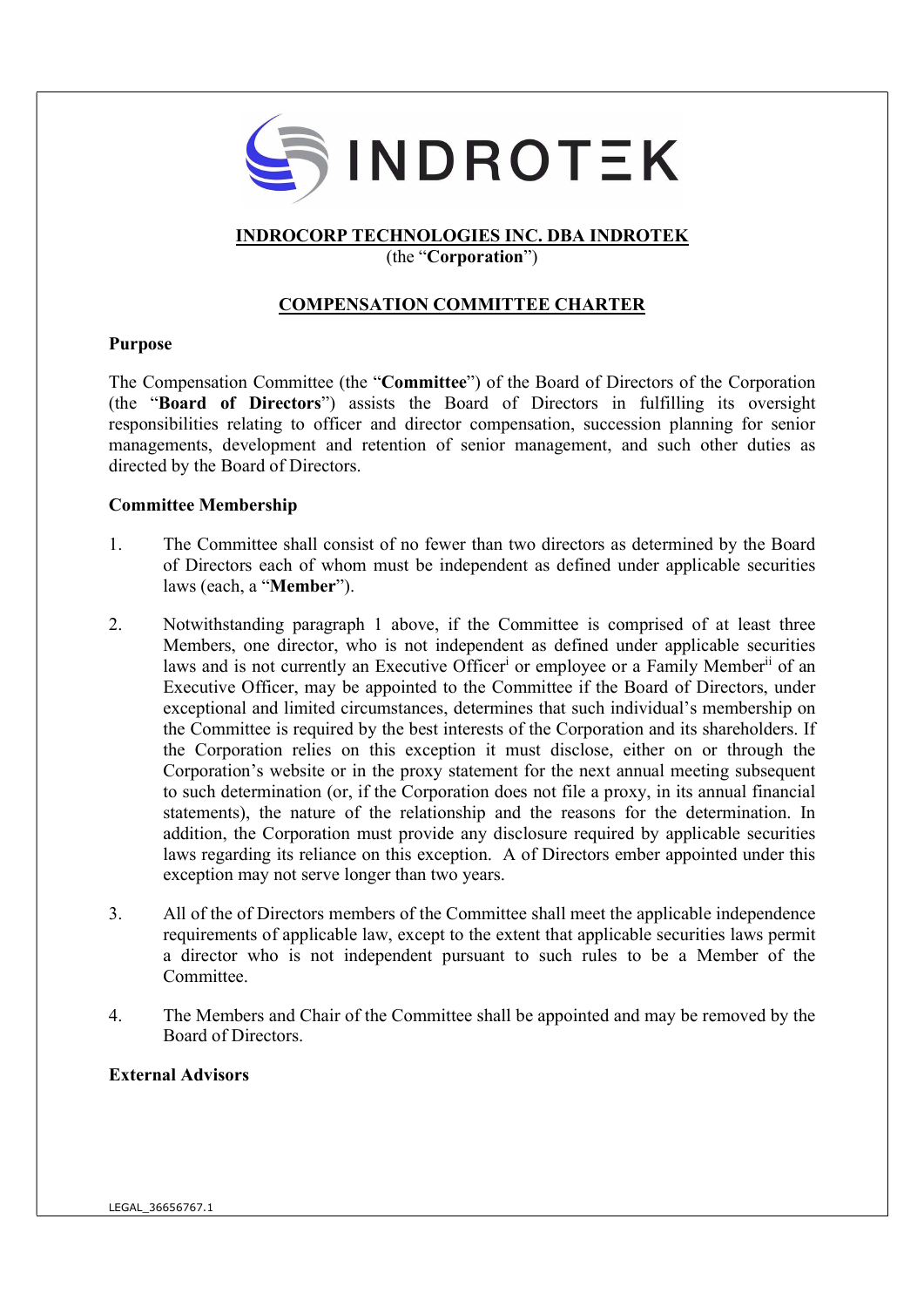**INDROCORP TECHNOLOGIES INC. DBA INDROTEK**
(the "**Corporation**")

**COMPENSATION COMMITTEE CHARTER**

**Purpose**

The Compensation Committee (the "**Committee**") of the Board of Directors of the Corporation (the "**Board of Directors**") assists the Board of Directors in fulfilling its oversight responsibilities relating to officer and director compensation, succession planning for senior managements, development and retention of senior management, and such other duties as directed by the Board of Directors.

**Committee Membership**

1. The Committee shall consist of no fewer than two directors as determined by the Board of Directors each of whom must be independent as defined under applicable securities laws (each, a "**Member**").

2. Notwithstanding paragraph 1 above, if the Committee is comprised of at least three Members, one director, who is not independent as defined under applicable securities laws and is not currently an Executive Officer[i] or employee or a Family Member[ii] of an Executive Officer, may be appointed to the Committee if the Board of Directors, under exceptional and limited circumstances, determines that such individual's membership on the Committee is required by the best interests of the Corporation and its shareholders. If the Corporation relies on this exception it must disclose, either on or through the Corporation's website or in the proxy statement for the next annual meeting subsequent to such determination (or, if the Corporation does not file a proxy, in its annual financial statements), the nature of the relationship and the reasons for the determination. In addition, the Corporation must provide any disclosure required by applicable securities laws regarding its reliance on this exception. A of Directors ember appointed under this exception may not serve longer than two years.

3. All of the of Directors members of the Committee shall meet the applicable independence requirements of applicable law, except to the extent that applicable securities laws permit a director who is not independent pursuant to such rules to be a Member of the Committee.

4. The Members and Chair of the Committee shall be appointed and may be removed by the Board of Directors.

**External Advisors**

LEGAL_36656767.1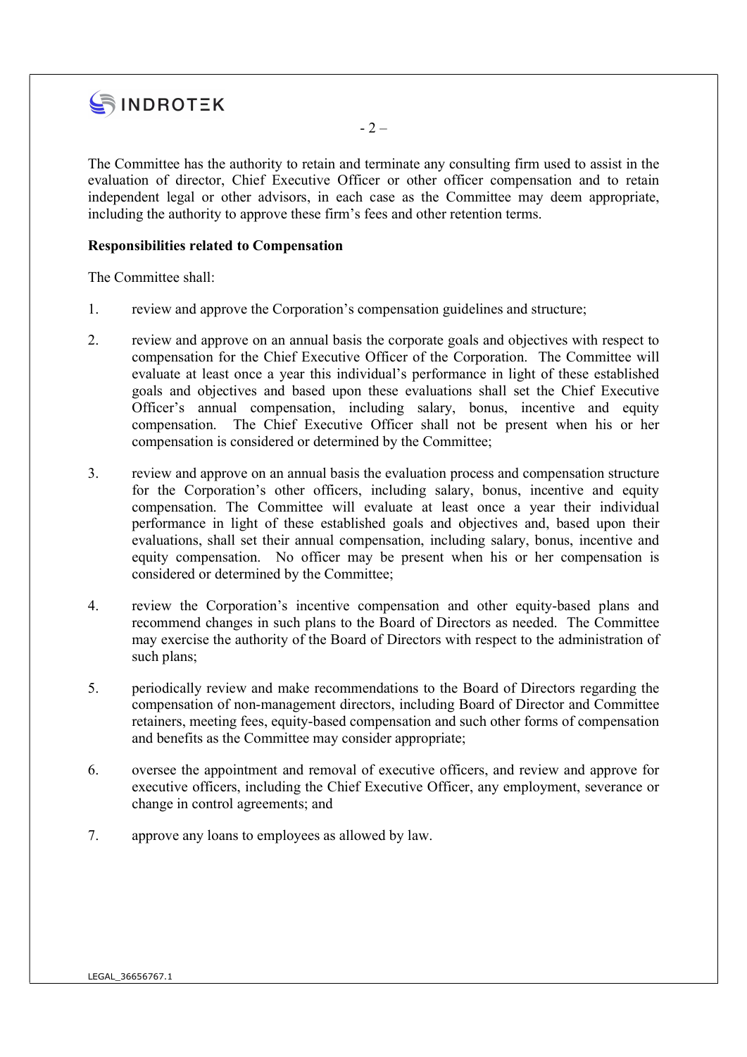The Committee has the authority to retain and terminate any consulting firm used to assist in the evaluation of director, Chief Executive Officer or other officer compensation and to retain independent legal or other advisors, in each case as the Committee may deem appropriate, including the authority to approve these firm's fees and other retention terms.

**Responsibilities related to Compensation**

The Committee shall:

1. review and approve the Corporation's compensation guidelines and structure;

2. review and approve on an annual basis the corporate goals and objectives with respect to compensation for the Chief Executive Officer of the Corporation. The Committee will evaluate at least once a year this individual's performance in light of these established goals and objectives and based upon these evaluations shall set the Chief Executive Officer's annual compensation, including salary, bonus, incentive and equity compensation. The Chief Executive Officer shall not be present when his or her compensation is considered or determined by the Committee;

3. review and approve on an annual basis the evaluation process and compensation structure for the Corporation's other officers, including salary, bonus, incentive and equity compensation. The Committee will evaluate at least once a year their individual performance in light of these established goals and objectives and, based upon their evaluations, shall set their annual compensation, including salary, bonus, incentive and equity compensation. No officer may be present when his or her compensation is considered or determined by the Committee;

4. review the Corporation's incentive compensation and other equity-based plans and recommend changes in such plans to the Board of Directors as needed. The Committee may exercise the authority of the Board of Directors with respect to the administration of such plans;

5. periodically review and make recommendations to the Board of Directors regarding the compensation of non-management directors, including Board of Director and Committee retainers, meeting fees, equity-based compensation and such other forms of compensation and benefits as the Committee may consider appropriate;

6. oversee the appointment and removal of executive officers, and review and approve for executive officers, including the Chief Executive Officer, any employment, severance or change in control agreements; and

7. approve any loans to employees as allowed by law.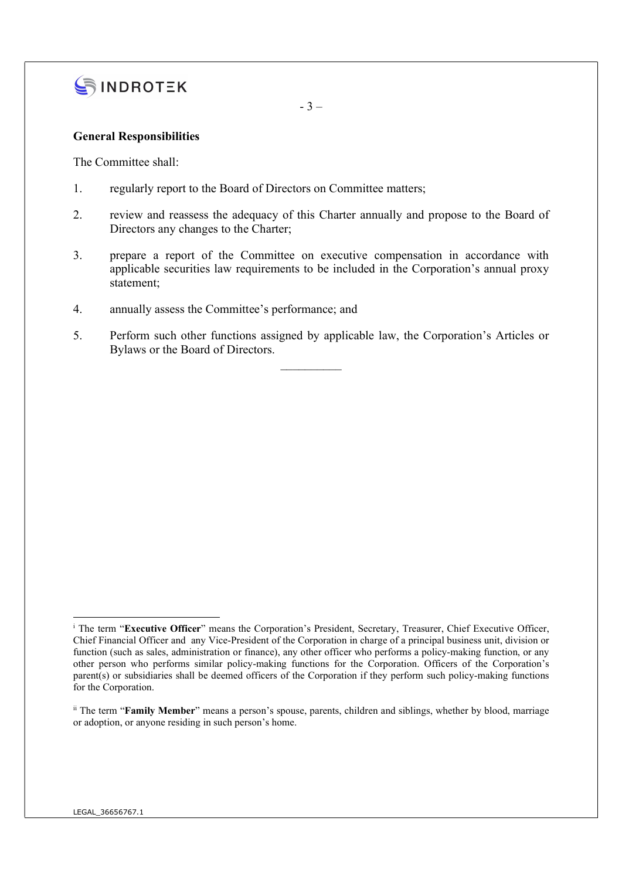## General Responsibilities

The Committee shall:

1. regularly report to the Board of Directors on Committee matters;

2. review and reassess the adequacy of this Charter annually and propose to the Board of Directors any changes to the Charter;

3. prepare a report of the Committee on executive compensation in accordance with applicable securities law requirements to be included in the Corporation's annual proxy statement;

4. annually assess the Committee's performance; and

5. Perform such other functions assigned by applicable law, the Corporation's Articles or Bylaws or the Board of Directors.

---

[i] The term "**Executive Officer**" means the Corporation's President, Secretary, Treasurer, Chief Executive Officer, Chief Financial Officer and any Vice-President of the Corporation in charge of a principal business unit, division or function (such as sales, administration or finance), any other officer who performs a policy-making function, or any other person who performs similar policy-making functions for the Corporation. Officers of the Corporation's parent(s) or subsidiaries shall be deemed officers of the Corporation if they perform such policy-making functions for the Corporation.

[ii] The term "**Family Member**" means a person's spouse, parents, children and siblings, whether by blood, marriage or adoption, or anyone residing in such person's home.